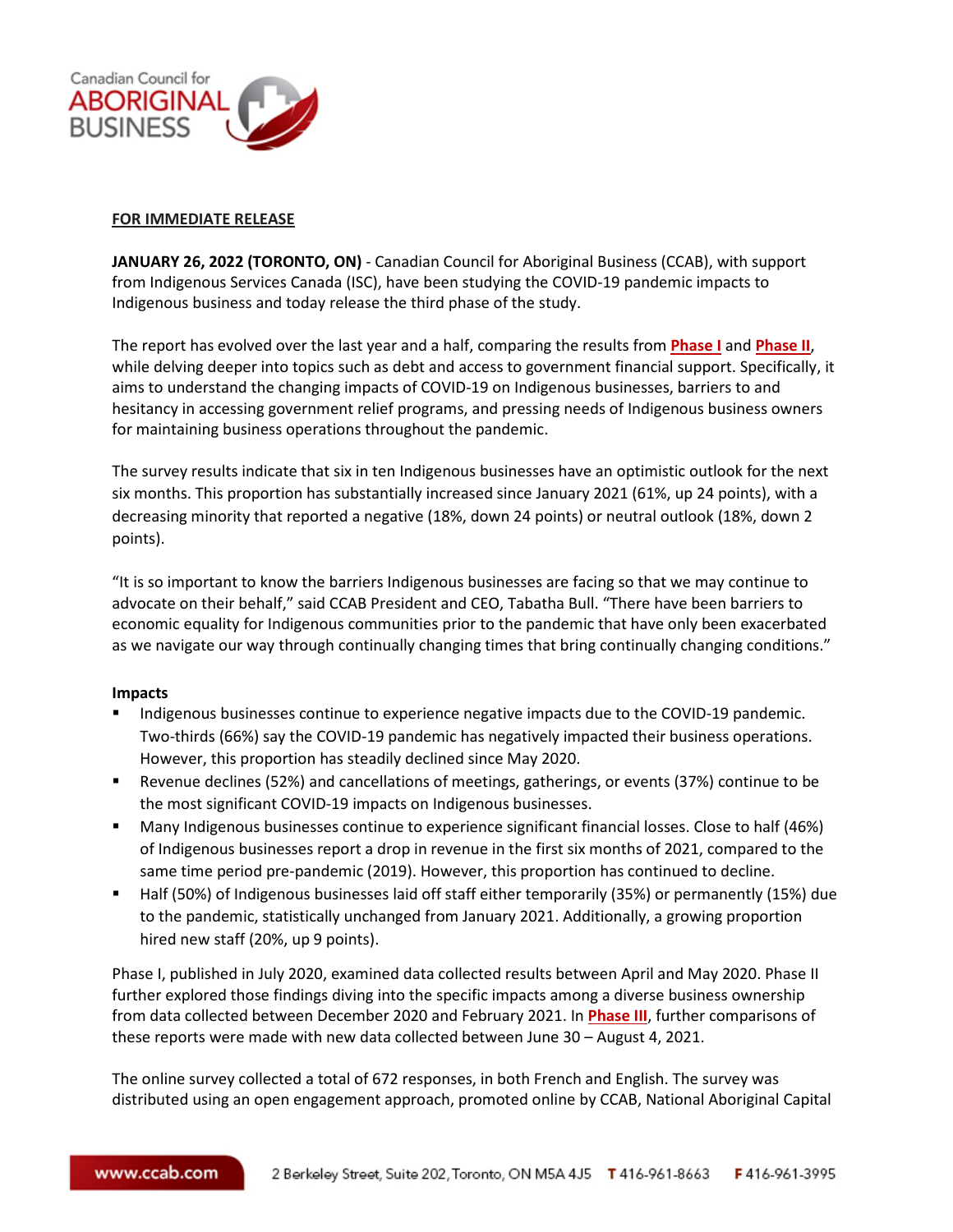**FOR IMMEDIATE RELEASE**

**JANUARY 26, 2022 (TORONTO, ON)** - Canadian Council for Aboriginal Business (CCAB), with support from Indigenous Services Canada (ISC), have been studying the COVID-19 pandemic impacts to Indigenous business and today release the third phase of the study.

The report has evolved over the last year and a half, comparing the results from **Phase I** and **Phase II**, while delving deeper into topics such as debt and access to government financial support. Specifically, it aims to understand the changing impacts of COVID-19 on Indigenous businesses, barriers to and hesitancy in accessing government relief programs, and pressing needs of Indigenous business owners for maintaining business operations throughout the pandemic.

The survey results indicate that six in ten Indigenous businesses have an optimistic outlook for the next six months. This proportion has substantially increased since January 2021 (61%, up 24 points), with a decreasing minority that reported a negative (18%, down 24 points) or neutral outlook (18%, down 2 points).

"It is so important to know the barriers Indigenous businesses are facing so that we may continue to advocate on their behalf," said CCAB President and CEO, Tabatha Bull. "There have been barriers to economic equality for Indigenous communities prior to the pandemic that have only been exacerbated as we navigate our way through continually changing times that bring continually changing conditions."

**Impacts**

- Indigenous businesses continue to experience negative impacts due to the COVID-19 pandemic. Two-thirds (66%) say the COVID-19 pandemic has negatively impacted their business operations. However, this proportion has steadily declined since May 2020.
- Revenue declines (52%) and cancellations of meetings, gatherings, or events (37%) continue to be the most significant COVID-19 impacts on Indigenous businesses.
- Many Indigenous businesses continue to experience significant financial losses. Close to half (46%) of Indigenous businesses report a drop in revenue in the first six months of 2021, compared to the same time period pre-pandemic (2019). However, this proportion has continued to decline.
- Half (50%) of Indigenous businesses laid off staff either temporarily (35%) or permanently (15%) due to the pandemic, statistically unchanged from January 2021. Additionally, a growing proportion hired new staff (20%, up 9 points).

Phase I, published in July 2020, examined data collected results between April and May 2020. Phase II further explored those findings diving into the specific impacts among a diverse business ownership from data collected between December 2020 and February 2021. In **Phase III**, further comparisons of these reports were made with new data collected between June 30 – August 4, 2021.

The online survey collected a total of 672 responses, in both French and English. The survey was distributed using an open engagement approach, promoted online by CCAB, National Aboriginal Capital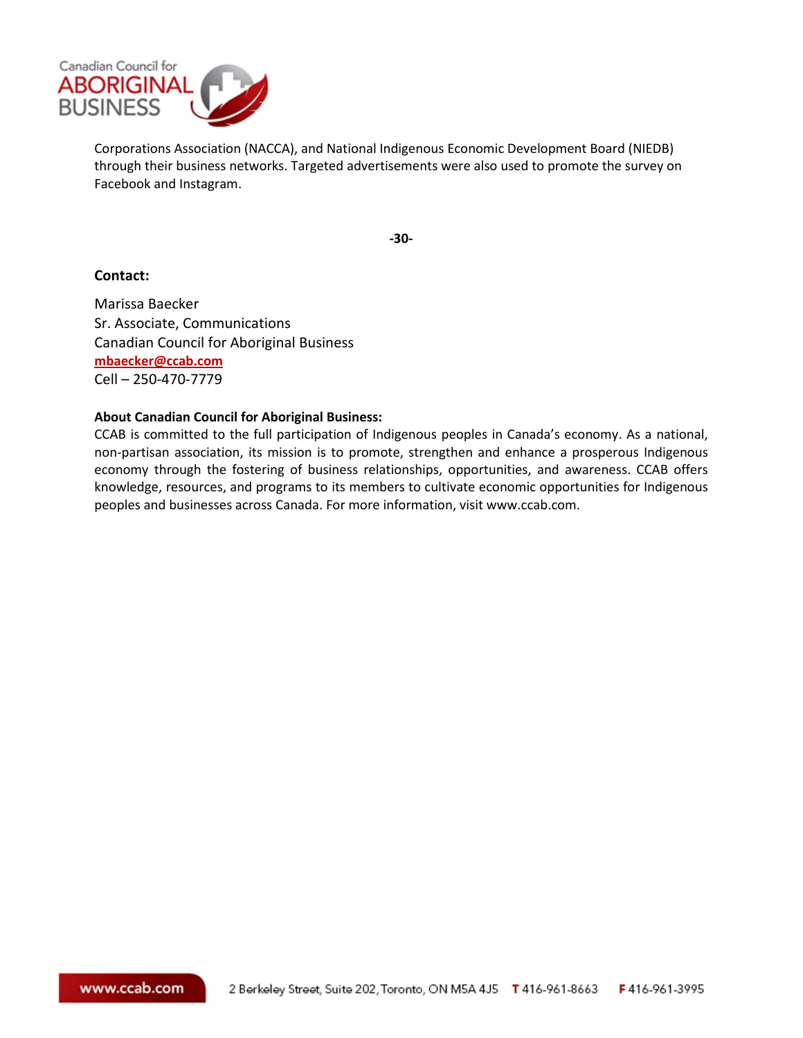Corporations Association (NACCA), and National Indigenous Economic Development Board (NIEDB) through their business networks. Targeted advertisements were also used to promote the survey on Facebook and Instagram.

**-30-**

**Contact:**

Marissa Baecker
Sr. Associate, Communications
Canadian Council for Aboriginal Business
**mbaecker@ccab.com**
Cell – 250-470-7779

**About Canadian Council for Aboriginal Business:**
CCAB is committed to the full participation of Indigenous peoples in Canada's economy. As a national, non-partisan association, its mission is to promote, strengthen and enhance a prosperous Indigenous economy through the fostering of business relationships, opportunities, and awareness. CCAB offers knowledge, resources, and programs to its members to cultivate economic opportunities for Indigenous peoples and businesses across Canada. For more information, visit www.ccab.com.